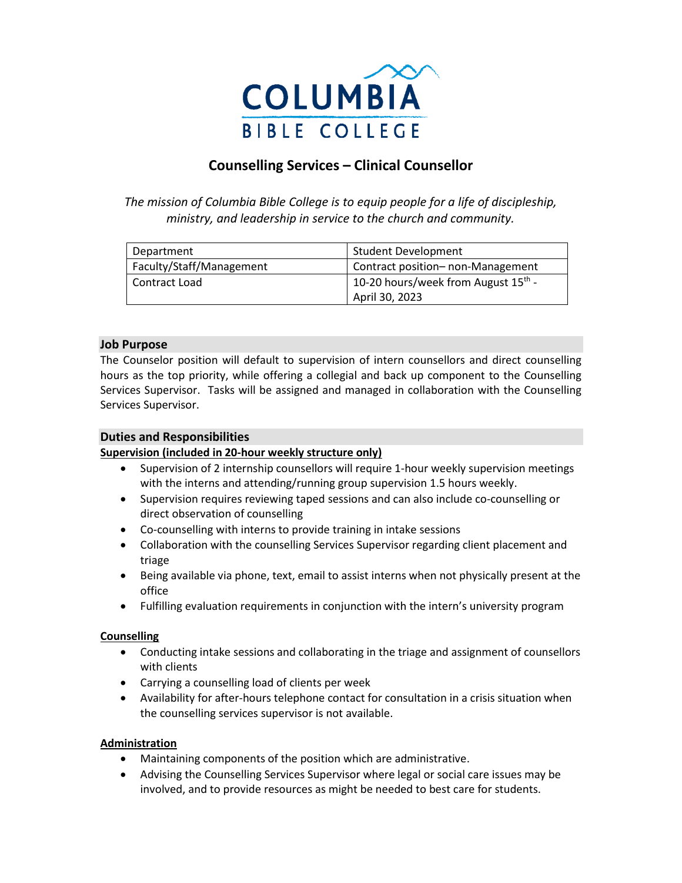# COLUMBIA BIBLE COLLEGE

## Counselling Services – Clinical Counsellor

*The mission of Columbia Bible College is to equip people for a life of discipleship, ministry, and leadership in service to the church and community.*

| Department | Student Development |
|---|---|
| Faculty/Staff/Management | Contract position– non-Management |
| Contract Load | 10-20 hours/week from August 15th - April 30, 2023 |

### Job Purpose

The Counselor position will default to supervision of intern counsellors and direct counselling hours as the top priority, while offering a collegial and back up component to the Counselling Services Supervisor. Tasks will be assigned and managed in collaboration with the Counselling Services Supervisor.

### Duties and Responsibilities

**Supervision (included in 20-hour weekly structure only)**

- Supervision of 2 internship counsellors will require 1-hour weekly supervision meetings with the interns and attending/running group supervision 1.5 hours weekly.
- Supervision requires reviewing taped sessions and can also include co-counselling or direct observation of counselling
- Co-counselling with interns to provide training in intake sessions
- Collaboration with the counselling Services Supervisor regarding client placement and triage
- Being available via phone, text, email to assist interns when not physically present at the office
- Fulfilling evaluation requirements in conjunction with the intern's university program

**Counselling**

- Conducting intake sessions and collaborating in the triage and assignment of counsellors with clients
- Carrying a counselling load of clients per week
- Availability for after-hours telephone contact for consultation in a crisis situation when the counselling services supervisor is not available.

**Administration**

- Maintaining components of the position which are administrative.
- Advising the Counselling Services Supervisor where legal or social care issues may be involved, and to provide resources as might be needed to best care for students.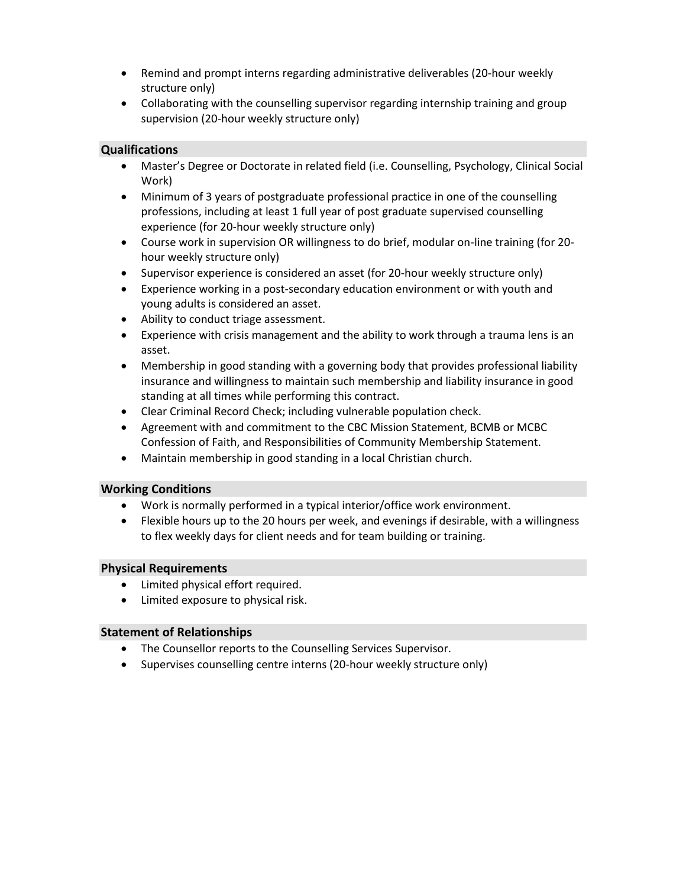- Remind and prompt interns regarding administrative deliverables (20-hour weekly structure only)
- Collaborating with the counselling supervisor regarding internship training and group supervision (20-hour weekly structure only)

## Qualifications

- Master's Degree or Doctorate in related field (i.e. Counselling, Psychology, Clinical Social Work)
- Minimum of 3 years of postgraduate professional practice in one of the counselling professions, including at least 1 full year of post graduate supervised counselling experience (for 20-hour weekly structure only)
- Course work in supervision OR willingness to do brief, modular on-line training (for 20-hour weekly structure only)
- Supervisor experience is considered an asset (for 20-hour weekly structure only)
- Experience working in a post-secondary education environment or with youth and young adults is considered an asset.
- Ability to conduct triage assessment.
- Experience with crisis management and the ability to work through a trauma lens is an asset.
- Membership in good standing with a governing body that provides professional liability insurance and willingness to maintain such membership and liability insurance in good standing at all times while performing this contract.
- Clear Criminal Record Check; including vulnerable population check.
- Agreement with and commitment to the CBC Mission Statement, BCMB or MCBC Confession of Faith, and Responsibilities of Community Membership Statement.
- Maintain membership in good standing in a local Christian church.

## Working Conditions

- Work is normally performed in a typical interior/office work environment.
- Flexible hours up to the 20 hours per week, and evenings if desirable, with a willingness to flex weekly days for client needs and for team building or training.

## Physical Requirements

- Limited physical effort required.
- Limited exposure to physical risk.

## Statement of Relationships

- The Counsellor reports to the Counselling Services Supervisor.
- Supervises counselling centre interns (20-hour weekly structure only)